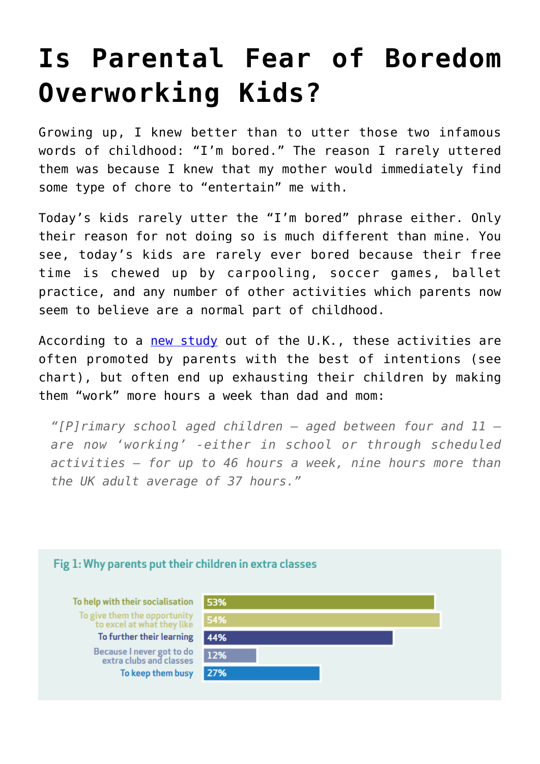# Is Parental Fear of Boredom Overworking Kids?

Growing up, I knew better than to utter those two infamous words of childhood: "I'm bored." The reason I rarely uttered them was because I knew that my mother would immediately find some type of chore to "entertain" me with.

Today's kids rarely utter the "I'm bored" phrase either. Only their reason for not doing so is much different than mine. You see, today's kids are rarely ever bored because their free time is chewed up by carpooling, soccer games, ballet practice, and any number of other activities which parents now seem to believe are a normal part of childhood.

According to a new study out of the U.K., these activities are often promoted by parents with the best of intentions (see chart), but often end up exhausting their children by making them "work" more hours a week than dad and mom:

> *"[P]rimary school aged children – aged between four and 11 – are now 'working' -either in school or through scheduled activities – for up to 46 hours a week, nine hours more than the UK adult average of 37 hours."*

**Fig 1: Why parents put their children in extra classes**

| Reason | Percentage |
|---|---|
| To help with their socialisation | 53% |
| To give them the opportunity to excel at what they like | 54% |
| To further their learning | 44% |
| Because I never got to do extra clubs and classes | 12% |
| To keep them busy | 27% |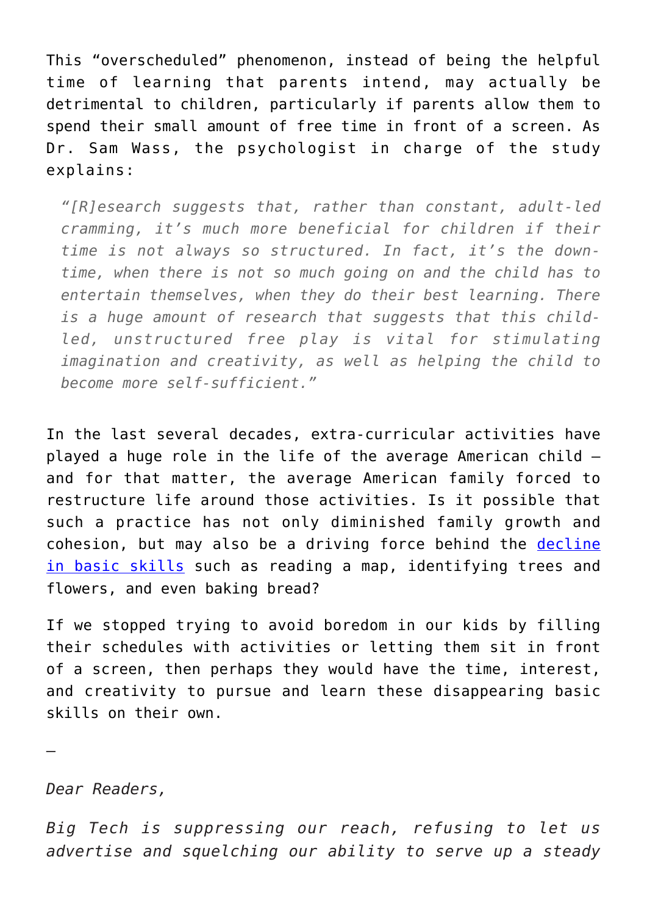This "overscheduled" phenomenon, instead of being the helpful time of learning that parents intend, may actually be detrimental to children, particularly if parents allow them to spend their small amount of free time in front of a screen. As Dr. Sam Wass, the psychologist in charge of the study explains:

> *"[R]esearch suggests that, rather than constant, adult-led cramming, it's much more beneficial for children if their time is not always so structured. In fact, it's the down-time, when there is not so much going on and the child has to entertain themselves, when they do their best learning. There is a huge amount of research that suggests this child-led, unstructured free play is vital for stimulating imagination and creativity, as well as helping the child to become more self-sufficient."*

In the last several decades, extra-curricular activities have played a huge role in the life of the average American child – and for that matter, the average American family forced to restructure life around those activities. Is it possible that such a practice has not only diminished family growth and cohesion, but may also be a driving force behind the decline in basic skills such as reading a map, identifying trees and flowers, and even baking bread?

If we stopped trying to avoid boredom in our kids by filling their schedules with activities or letting them sit in front of a screen, then perhaps they would have the time, interest, and creativity to pursue and learn these disappearing basic skills on their own.

—

*Dear Readers,*

*Big Tech is suppressing our reach, refusing to let us advertise and squelching our ability to serve up a steady*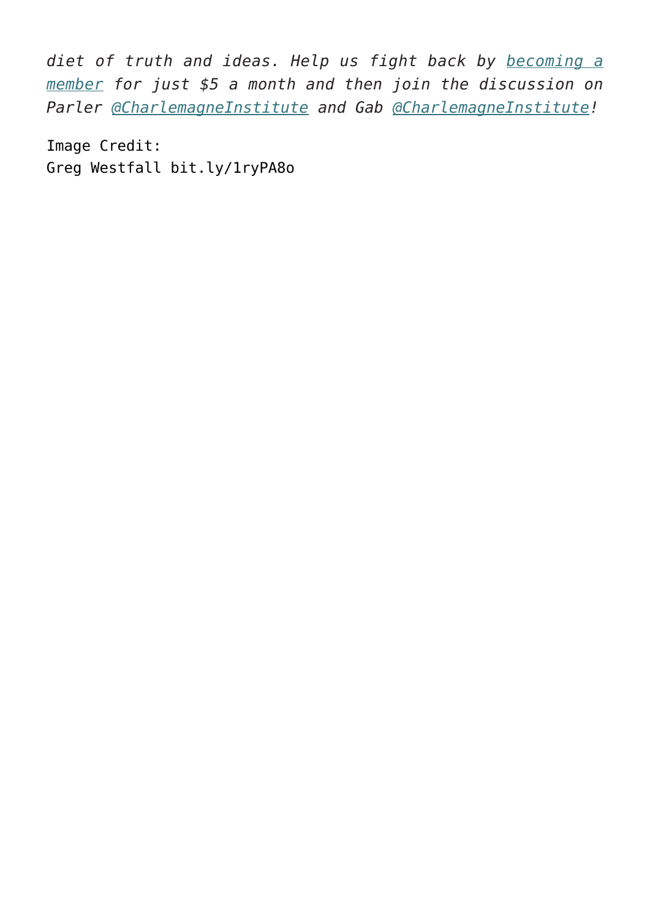*diet of truth and ideas. Help us fight back by becoming a member for just $5 a month and then join the discussion on Parler @CharlemagneInstitute and Gab @CharlemagneInstitute!*

Image Credit:
Greg Westfall bit.ly/1ryPA8o